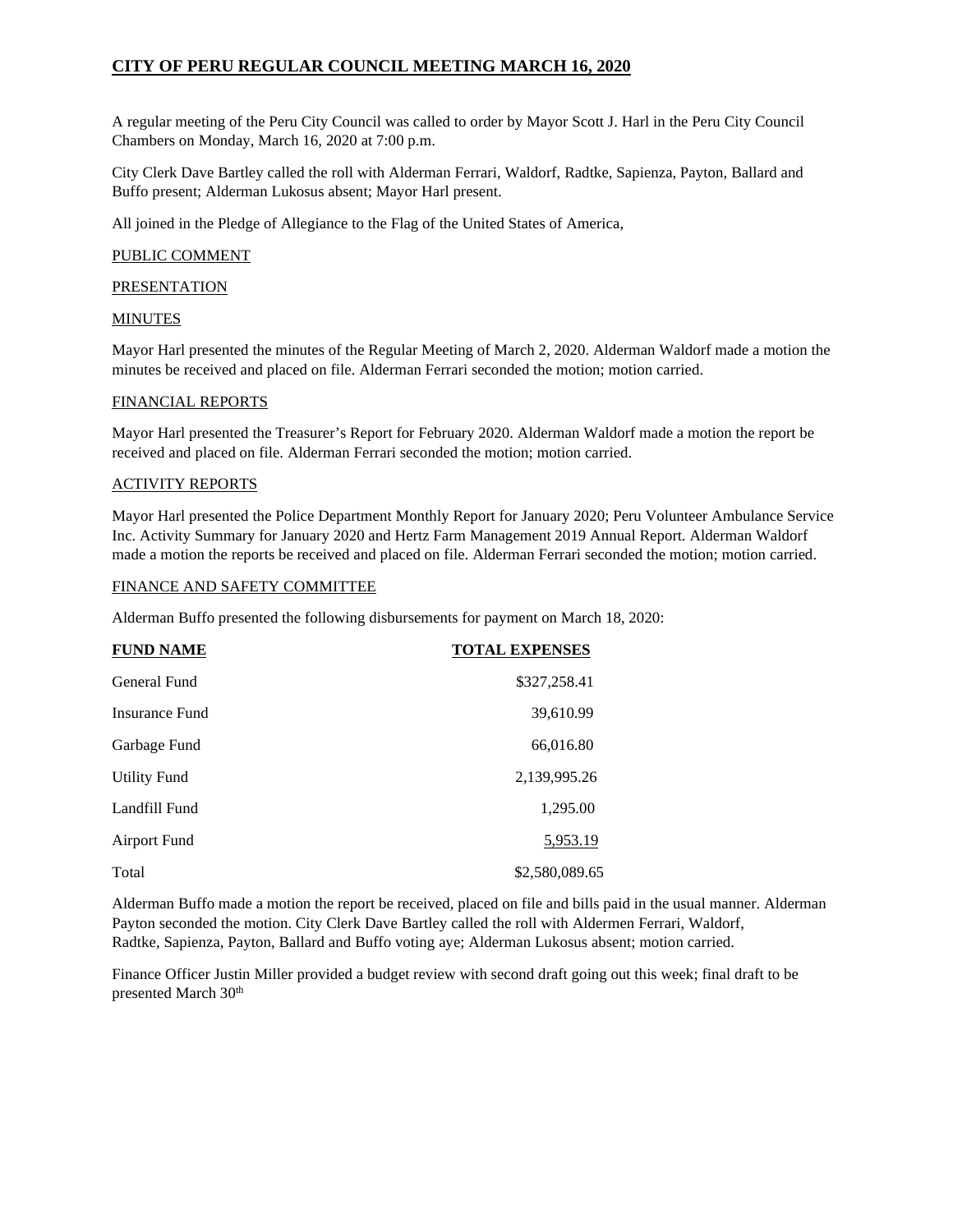# CITY OF PERU REGULAR COUNCIL MEETING MARCH 16, 2020

A regular meeting of the Peru City Council was called to order by Mayor Scott J. Harl in the Peru City Council Chambers on Monday, March 16, 2020 at 7:00 p.m.

City Clerk Dave Bartley called the roll with Alderman Ferrari, Waldorf, Radtke, Sapienza, Payton, Ballard and Buffo present; Alderman Lukosus absent; Mayor Harl present.

All joined in the Pledge of Allegiance to the Flag of the United States of America,

PUBLIC COMMENT

PRESENTATION

MINUTES

Mayor Harl presented the minutes of the Regular Meeting of March 2, 2020. Alderman Waldorf made a motion the minutes be received and placed on file. Alderman Ferrari seconded the motion; motion carried.

FINANCIAL REPORTS

Mayor Harl presented the Treasurer's Report for February 2020. Alderman Waldorf made a motion the report be received and placed on file. Alderman Ferrari seconded the motion; motion carried.

ACTIVITY REPORTS

Mayor Harl presented the Police Department Monthly Report for January 2020; Peru Volunteer Ambulance Service Inc. Activity Summary for January 2020 and Hertz Farm Management 2019 Annual Report. Alderman Waldorf made a motion the reports be received and placed on file. Alderman Ferrari seconded the motion; motion carried.

FINANCE AND SAFETY COMMITTEE

Alderman Buffo presented the following disbursements for payment on March 18, 2020:

| FUND NAME | TOTAL EXPENSES |
|---|---|
| General Fund | $327,258.41 |
| Insurance Fund | 39,610.99 |
| Garbage Fund | 66,016.80 |
| Utility Fund | 2,139,995.26 |
| Landfill Fund | 1,295.00 |
| Airport Fund | 5,953.19 |
| Total | $2,580,089.65 |

Alderman Buffo made a motion the report be received, placed on file and bills paid in the usual manner. Alderman Payton seconded the motion. City Clerk Dave Bartley called the roll with Aldermen Ferrari, Waldorf, Radtke, Sapienza, Payton, Ballard and Buffo voting aye; Alderman Lukosus absent; motion carried.

Finance Officer Justin Miller provided a budget review with second draft going out this week; final draft to be presented March 30th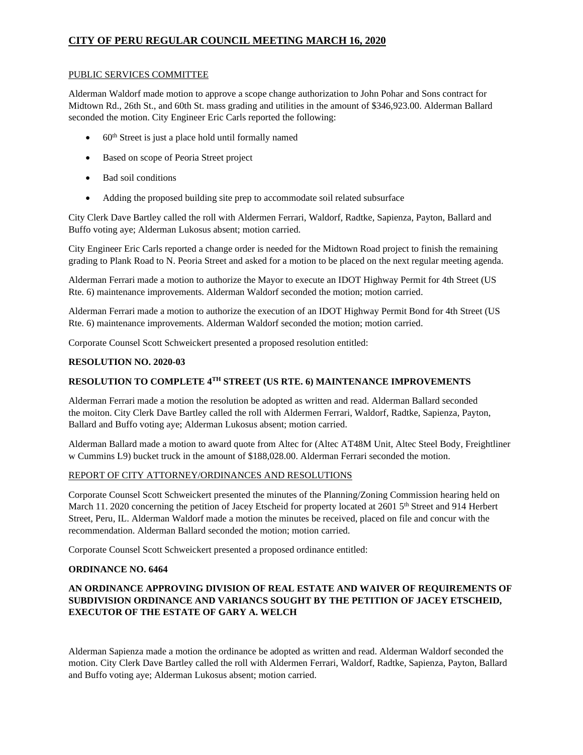# CITY OF PERU REGULAR COUNCIL MEETING MARCH 16, 2020

PUBLIC SERVICES COMMITTEE

Alderman Waldorf made motion to approve a scope change authorization to John Pohar and Sons contract for Midtown Rd., 26th St., and 60th St. mass grading and utilities in the amount of $346,923.00. Alderman Ballard seconded the motion. City Engineer Eric Carls reported the following:

- 60th Street is just a place hold until formally named
- Based on scope of Peoria Street project
- Bad soil conditions
- Adding the proposed building site prep to accommodate soil related subsurface

City Clerk Dave Bartley called the roll with Aldermen Ferrari, Waldorf, Radtke, Sapienza, Payton, Ballard and Buffo voting aye; Alderman Lukosus absent; motion carried.

City Engineer Eric Carls reported a change order is needed for the Midtown Road project to finish the remaining grading to Plank Road to N. Peoria Street and asked for a motion to be placed on the next regular meeting agenda.

Alderman Ferrari made a motion to authorize the Mayor to execute an IDOT Highway Permit for 4th Street (US Rte. 6) maintenance improvements. Alderman Waldorf seconded the motion; motion carried.

Alderman Ferrari made a motion to authorize the execution of an IDOT Highway Permit Bond for 4th Street (US Rte. 6) maintenance improvements. Alderman Waldorf seconded the motion; motion carried.

Corporate Counsel Scott Schweickert presented a proposed resolution entitled:

**RESOLUTION NO. 2020-03**

**RESOLUTION TO COMPLETE 4TH STREET (US RTE. 6) MAINTENANCE IMPROVEMENTS**

Alderman Ferrari made a motion the resolution be adopted as written and read. Alderman Ballard seconded the moiton. City Clerk Dave Bartley called the roll with Aldermen Ferrari, Waldorf, Radtke, Sapienza, Payton, Ballard and Buffo voting aye; Alderman Lukosus absent; motion carried.

Alderman Ballard made a motion to award quote from Altec for (Altec AT48M Unit, Altec Steel Body, Freightliner w Cummins L9) bucket truck in the amount of $188,028.00. Alderman Ferrari seconded the motion.

REPORT OF CITY ATTORNEY/ORDINANCES AND RESOLUTIONS

Corporate Counsel Scott Schweickert presented the minutes of the Planning/Zoning Commission hearing held on March 11. 2020 concerning the petition of Jacey Etscheid for property located at 2601 5th Street and 914 Herbert Street, Peru, IL. Alderman Waldorf made a motion the minutes be received, placed on file and concur with the recommendation. Alderman Ballard seconded the motion; motion carried.

Corporate Counsel Scott Schweickert presented a proposed ordinance entitled:

**ORDINANCE NO. 6464**

**AN ORDINANCE APPROVING DIVISION OF REAL ESTATE AND WAIVER OF REQUIREMENTS OF SUBDIVISION ORDINANCE AND VARIANCS SOUGHT BY THE PETITION OF JACEY ETSCHEID, EXECUTOR OF THE ESTATE OF GARY A. WELCH**

Alderman Sapienza made a motion the ordinance be adopted as written and read. Alderman Waldorf seconded the motion. City Clerk Dave Bartley called the roll with Aldermen Ferrari, Waldorf, Radtke, Sapienza, Payton, Ballard and Buffo voting aye; Alderman Lukosus absent; motion carried.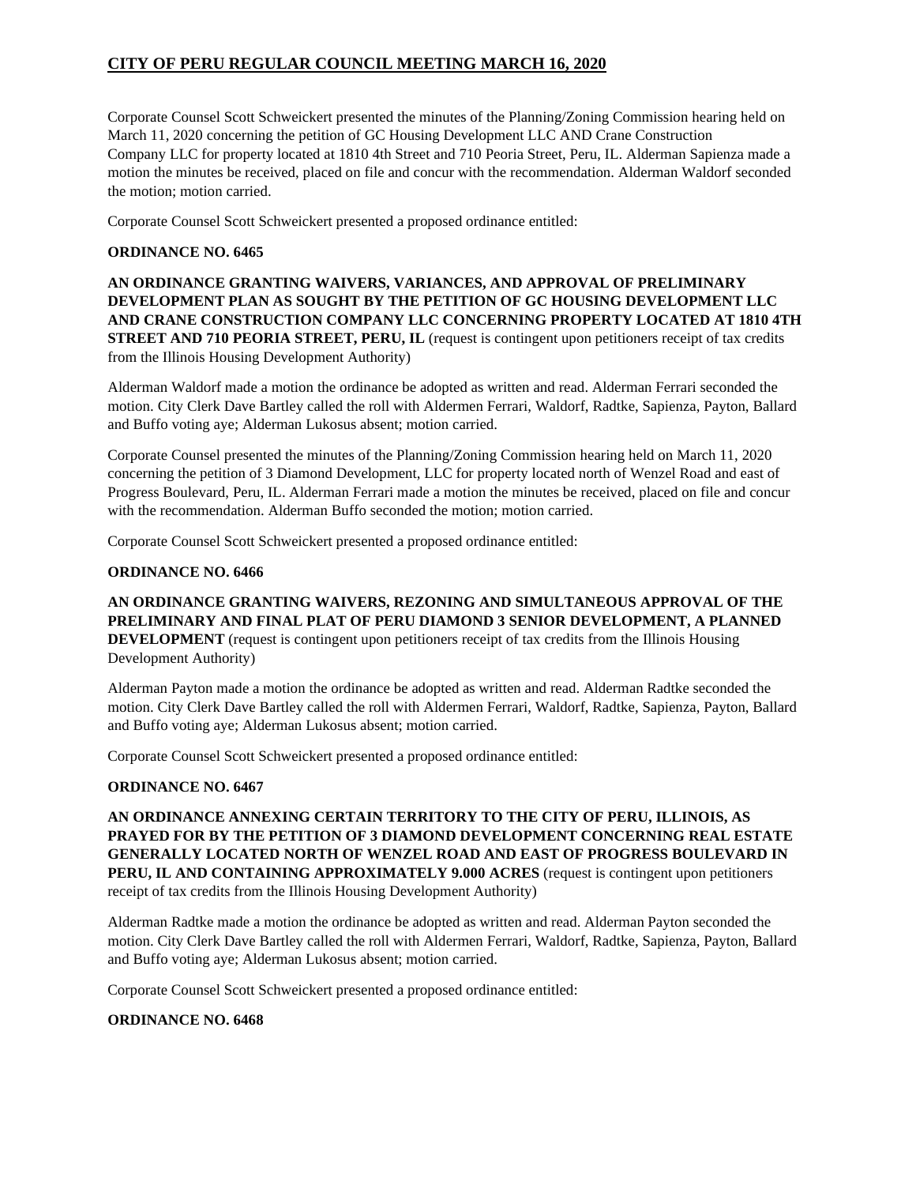Corporate Counsel Scott Schweickert presented the minutes of the Planning/Zoning Commission hearing held on March 11, 2020 concerning the petition of GC Housing Development LLC AND Crane Construction Company LLC for property located at 1810 4th Street and 710 Peoria Street, Peru, IL. Alderman Sapienza made a motion the minutes be received, placed on file and concur with the recommendation. Alderman Waldorf seconded the motion; motion carried.

Corporate Counsel Scott Schweickert presented a proposed ordinance entitled:

**ORDINANCE NO. 6465**

**AN ORDINANCE GRANTING WAIVERS, VARIANCES, AND APPROVAL OF PRELIMINARY DEVELOPMENT PLAN AS SOUGHT BY THE PETITION OF GC HOUSING DEVELOPMENT LLC AND CRANE CONSTRUCTION COMPANY LLC CONCERNING PROPERTY LOCATED AT 1810 4TH STREET AND 710 PEORIA STREET, PERU, IL** (request is contingent upon petitioners receipt of tax credits from the Illinois Housing Development Authority)

Alderman Waldorf made a motion the ordinance be adopted as written and read. Alderman Ferrari seconded the motion. City Clerk Dave Bartley called the roll with Aldermen Ferrari, Waldorf, Radtke, Sapienza, Payton, Ballard and Buffo voting aye; Alderman Lukosus absent; motion carried.

Corporate Counsel presented the minutes of the Planning/Zoning Commission hearing held on March 11, 2020 concerning the petition of 3 Diamond Development, LLC for property located north of Wenzel Road and east of Progress Boulevard, Peru, IL. Alderman Ferrari made a motion the minutes be received, placed on file and concur with the recommendation. Alderman Buffo seconded the motion; motion carried.

Corporate Counsel Scott Schweickert presented a proposed ordinance entitled:

**ORDINANCE NO. 6466**

**AN ORDINANCE GRANTING WAIVERS, REZONING AND SIMULTANEOUS APPROVAL OF THE PRELIMINARY AND FINAL PLAT OF PERU DIAMOND 3 SENIOR DEVELOPMENT, A PLANNED DEVELOPMENT** (request is contingent upon petitioners receipt of tax credits from the Illinois Housing Development Authority)

Alderman Payton made a motion the ordinance be adopted as written and read. Alderman Radtke seconded the motion. City Clerk Dave Bartley called the roll with Aldermen Ferrari, Waldorf, Radtke, Sapienza, Payton, Ballard and Buffo voting aye; Alderman Lukosus absent; motion carried.

Corporate Counsel Scott Schweickert presented a proposed ordinance entitled:

**ORDINANCE NO. 6467**

**AN ORDINANCE ANNEXING CERTAIN TERRITORY TO THE CITY OF PERU, ILLINOIS, AS PRAYED FOR BY THE PETITION OF 3 DIAMOND DEVELOPMENT CONCERNING REAL ESTATE GENERALLY LOCATED NORTH OF WENZEL ROAD AND EAST OF PROGRESS BOULEVARD IN PERU, IL AND CONTAINING APPROXIMATELY 9.000 ACRES** (request is contingent upon petitioners receipt of tax credits from the Illinois Housing Development Authority)

Alderman Radtke made a motion the ordinance be adopted as written and read. Alderman Payton seconded the motion. City Clerk Dave Bartley called the roll with Aldermen Ferrari, Waldorf, Radtke, Sapienza, Payton, Ballard and Buffo voting aye; Alderman Lukosus absent; motion carried.

Corporate Counsel Scott Schweickert presented a proposed ordinance entitled:

**ORDINANCE NO. 6468**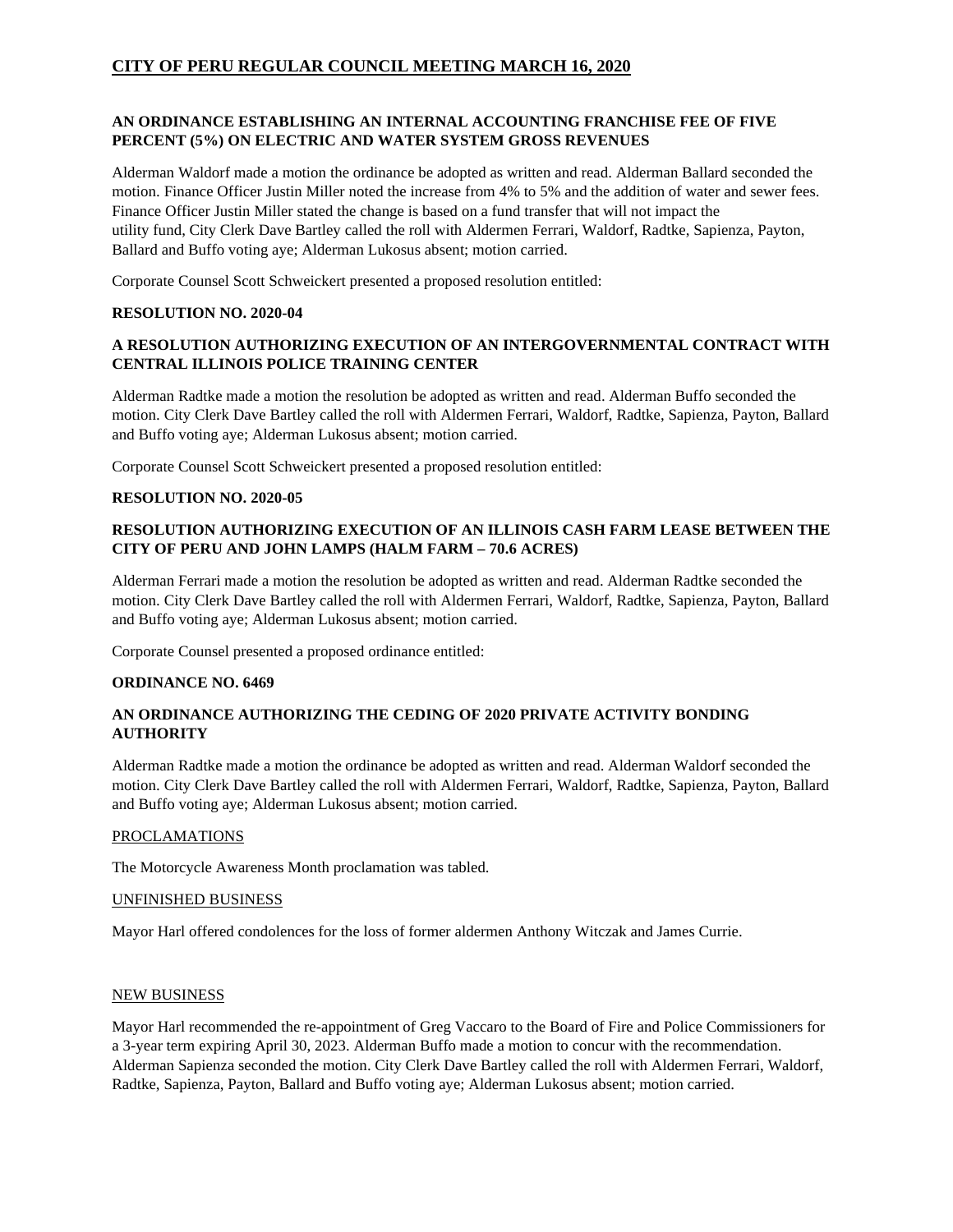# CITY OF PERU REGULAR COUNCIL MEETING MARCH 16, 2020

**AN ORDINANCE ESTABLISHING AN INTERNAL ACCOUNTING FRANCHISE FEE OF FIVE PERCENT (5%) ON ELECTRIC AND WATER SYSTEM GROSS REVENUES**

Alderman Waldorf made a motion the ordinance be adopted as written and read. Alderman Ballard seconded the motion. Finance Officer Justin Miller noted the increase from 4% to 5% and the addition of water and sewer fees. Finance Officer Justin Miller stated the change is based on a fund transfer that will not impact the utility fund, City Clerk Dave Bartley called the roll with Aldermen Ferrari, Waldorf, Radtke, Sapienza, Payton, Ballard and Buffo voting aye; Alderman Lukosus absent; motion carried.

Corporate Counsel Scott Schweickert presented a proposed resolution entitled:

**RESOLUTION NO. 2020-04**

**A RESOLUTION AUTHORIZING EXECUTION OF AN INTERGOVERNMENTAL CONTRACT WITH CENTRAL ILLINOIS POLICE TRAINING CENTER**

Alderman Radtke made a motion the resolution be adopted as written and read. Alderman Buffo seconded the motion. City Clerk Dave Bartley called the roll with Aldermen Ferrari, Waldorf, Radtke, Sapienza, Payton, Ballard and Buffo voting aye; Alderman Lukosus absent; motion carried.

Corporate Counsel Scott Schweickert presented a proposed resolution entitled:

**RESOLUTION NO. 2020-05**

**RESOLUTION AUTHORIZING EXECUTION OF AN ILLINOIS CASH FARM LEASE BETWEEN THE CITY OF PERU AND JOHN LAMPS (HALM FARM – 70.6 ACRES)**

Alderman Ferrari made a motion the resolution be adopted as written and read. Alderman Radtke seconded the motion. City Clerk Dave Bartley called the roll with Aldermen Ferrari, Waldorf, Radtke, Sapienza, Payton, Ballard and Buffo voting aye; Alderman Lukosus absent; motion carried.

Corporate Counsel presented a proposed ordinance entitled:

**ORDINANCE NO. 6469**

**AN ORDINANCE AUTHORIZING THE CEDING OF 2020 PRIVATE ACTIVITY BONDING AUTHORITY**

Alderman Radtke made a motion the ordinance be adopted as written and read. Alderman Waldorf seconded the motion. City Clerk Dave Bartley called the roll with Aldermen Ferrari, Waldorf, Radtke, Sapienza, Payton, Ballard and Buffo voting aye; Alderman Lukosus absent; motion carried.

PROCLAMATIONS

The Motorcycle Awareness Month proclamation was tabled.

UNFINISHED BUSINESS

Mayor Harl offered condolences for the loss of former aldermen Anthony Witczak and James Currie.

NEW BUSINESS

Mayor Harl recommended the re-appointment of Greg Vaccaro to the Board of Fire and Police Commissioners for a 3-year term expiring April 30, 2023. Alderman Buffo made a motion to concur with the recommendation. Alderman Sapienza seconded the motion. City Clerk Dave Bartley called the roll with Aldermen Ferrari, Waldorf, Radtke, Sapienza, Payton, Ballard and Buffo voting aye; Alderman Lukosus absent; motion carried.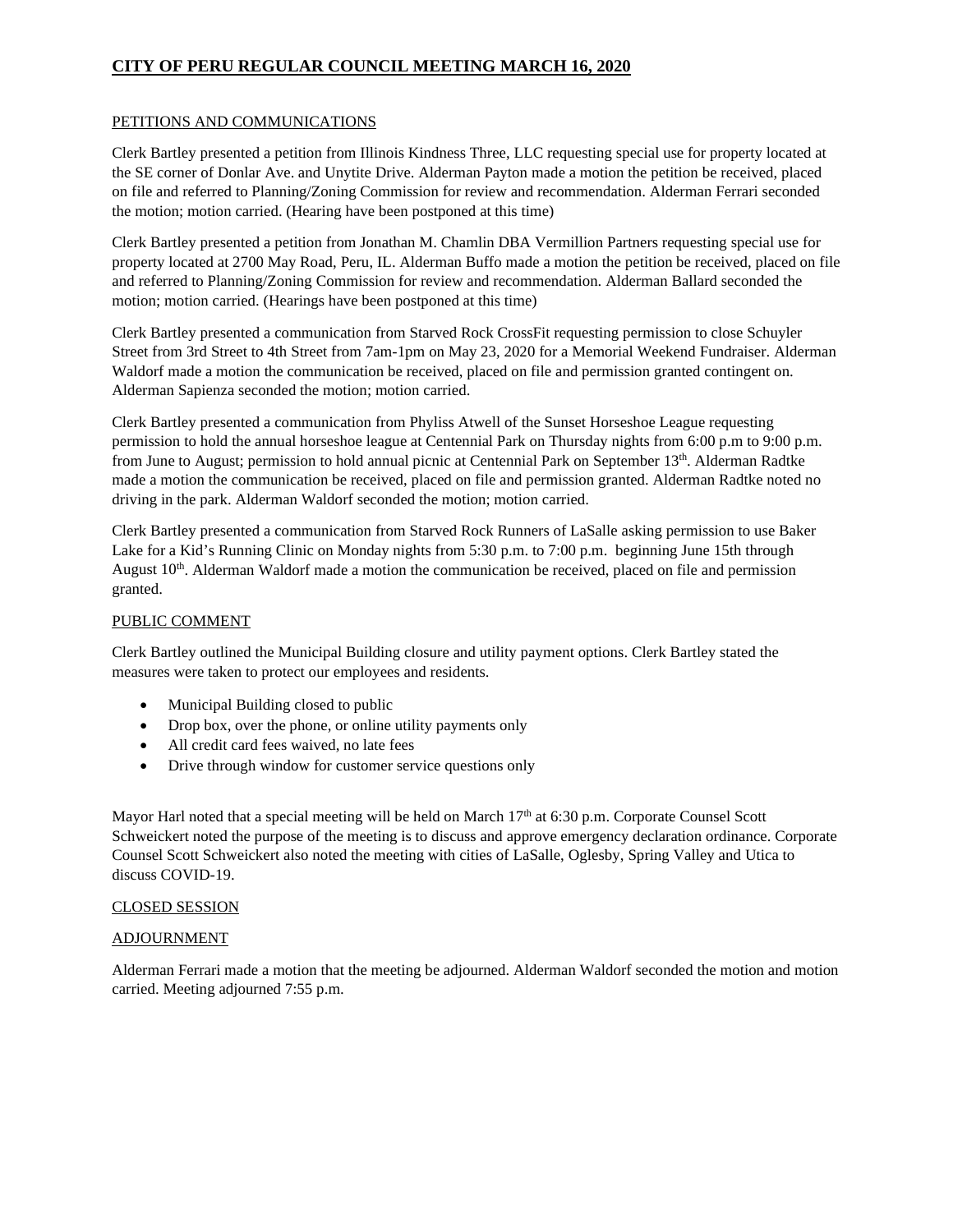**CITY OF PERU REGULAR COUNCIL MEETING MARCH 16, 2020**

PETITIONS AND COMMUNICATIONS

Clerk Bartley presented a petition from Illinois Kindness Three, LLC requesting special use for property located at the SE corner of Donlar Ave. and Unytite Drive. Alderman Payton made a motion the petition be received, placed on file and referred to Planning/Zoning Commission for review and recommendation. Alderman Ferrari seconded the motion; motion carried. (Hearing have been postponed at this time)

Clerk Bartley presented a petition from Jonathan M. Chamlin DBA Vermillion Partners requesting special use for property located at 2700 May Road, Peru, IL. Alderman Buffo made a motion the petition be received, placed on file and referred to Planning/Zoning Commission for review and recommendation. Alderman Ballard seconded the motion; motion carried. (Hearings have been postponed at this time)

Clerk Bartley presented a communication from Starved Rock CrossFit requesting permission to close Schuyler Street from 3rd Street to 4th Street from 7am-1pm on May 23, 2020 for a Memorial Weekend Fundraiser. Alderman Waldorf made a motion the communication be received, placed on file and permission granted contingent on. Alderman Sapienza seconded the motion; motion carried.

Clerk Bartley presented a communication from Phyliss Atwell of the Sunset Horseshoe League requesting permission to hold the annual horseshoe league at Centennial Park on Thursday nights from 6:00 p.m to 9:00 p.m. from June to August; permission to hold annual picnic at Centennial Park on September 13th. Alderman Radtke made a motion the communication be received, placed on file and permission granted. Alderman Radtke noted no driving in the park. Alderman Waldorf seconded the motion; motion carried.

Clerk Bartley presented a communication from Starved Rock Runners of LaSalle asking permission to use Baker Lake for a Kid's Running Clinic on Monday nights from 5:30 p.m. to 7:00 p.m. beginning June 15th through August 10th. Alderman Waldorf made a motion the communication be received, placed on file and permission granted.

PUBLIC COMMENT

Clerk Bartley outlined the Municipal Building closure and utility payment options. Clerk Bartley stated the measures were taken to protect our employees and residents.

- Municipal Building closed to public
- Drop box, over the phone, or online utility payments only
- All credit card fees waived, no late fees
- Drive through window for customer service questions only

Mayor Harl noted that a special meeting will be held on March 17th at 6:30 p.m. Corporate Counsel Scott Schweickert noted the purpose of the meeting is to discuss and approve emergency declaration ordinance. Corporate Counsel Scott Schweickert also noted the meeting with cities of LaSalle, Oglesby, Spring Valley and Utica to discuss COVID-19.

CLOSED SESSION

ADJOURNMENT

Alderman Ferrari made a motion that the meeting be adjourned. Alderman Waldorf seconded the motion and motion carried. Meeting adjourned 7:55 p.m.